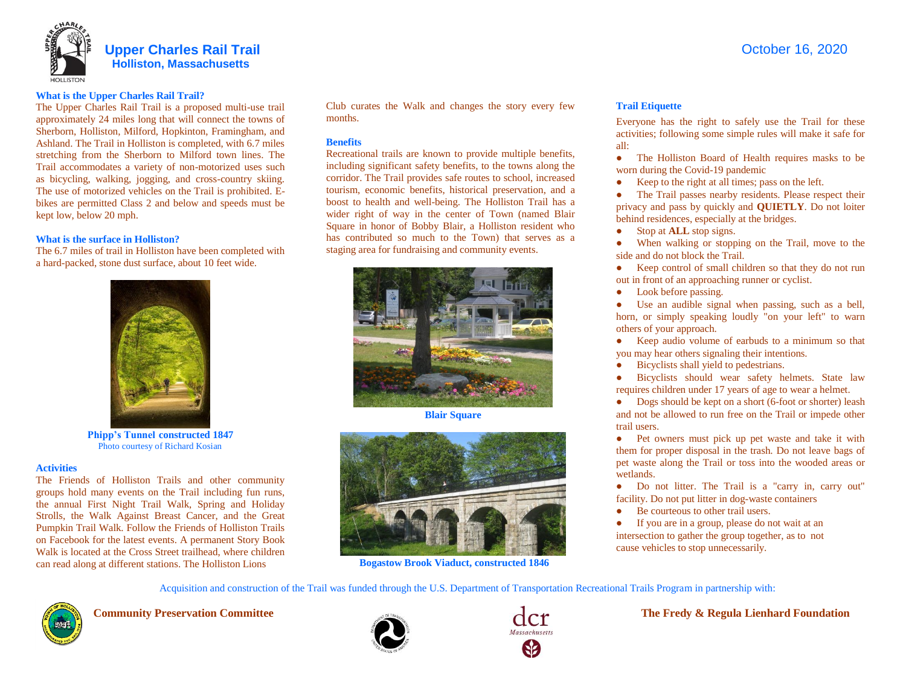# Upper Charles Rail Trail

## Holliston, Massachusetts

October 16, 2020

### What is the Upper Charles Rail Trail?

The Upper Charles Rail Trail is a proposed multi-use trail approximately 24 miles long that will connect the towns of Sherborn, Holliston, Milford, Hopkinton, Framingham, and Ashland. The Trail in Holliston is completed, with 6.7 miles stretching from the Sherborn to Milford town lines. The Trail accommodates a variety of non-motorized uses such as bicycling, walking, jogging, and cross-country skiing. The use of motorized vehicles on the Trail is prohibited. E-bikes are permitted Class 2 and below and speeds must be kept low, below 20 mph.

### What is the surface in Holliston?

The 6.7 miles of trail in Holliston have been completed with a hard-packed, stone dust surface, about 10 feet wide.

**Phipp's Tunnel constructed 1847**
Photo courtesy of Richard Kosian

### Activities

The Friends of Holliston Trails and other community groups hold many events on the Trail including fun runs, the annual First Night Trail Walk, Spring and Holiday Strolls, the Walk Against Breast Cancer, and the Great Pumpkin Trail Walk. Follow the Friends of Holliston Trails on Facebook for the latest events. A permanent Story Book Walk is located at the Cross Street trailhead, where children can read along at different stations. The Holliston Lions Club curates the Walk and changes the story every few months.

### Benefits

Recreational trails are known to provide multiple benefits, including significant safety benefits, to the towns along the corridor. The Trail provides safe routes to school, increased tourism, economic benefits, historical preservation, and a boost to health and well-being. The Holliston Trail has a wider right of way in the center of Town (named Blair Square in honor of Bobby Blair, a Holliston resident who has contributed so much to the Town) that serves as a staging area for fundraising and community events.

**Blair Square**

**Bogastow Brook Viaduct, constructed 1846**

### Trail Etiquette

Everyone has the right to safely use the Trail for these activities; following some simple rules will make it safe for all:

- The Holliston Board of Health requires masks to be worn during the Covid-19 pandemic
- Keep to the right at all times; pass on the left.
- The Trail passes nearby residents. Please respect their privacy and pass by quickly and **QUIETLY**. Do not loiter behind residences, especially at the bridges.
- Stop at **ALL** stop signs.
- When walking or stopping on the Trail, move to the side and do not block the Trail.
- Keep control of small children so that they do not run out in front of an approaching runner or cyclist.
- Look before passing.
- Use an audible signal when passing, such as a bell, horn, or simply speaking loudly "on your left" to warn others of your approach.
- Keep audio volume of earbuds to a minimum so that you may hear others signaling their intentions.
- Bicyclists shall yield to pedestrians.
- Bicyclists should wear safety helmets. State law requires children under 17 years of age to wear a helmet.
- Dogs should be kept on a short (6-foot or shorter) leash and not be allowed to run free on the Trail or impede other trail users.
- Pet owners must pick up pet waste and take it with them for proper disposal in the trash. Do not leave bags of pet waste along the Trail or toss into the wooded areas or wetlands.
- Do not litter. The Trail is a "carry in, carry out" facility. Do not put litter in dog-waste containers
- Be courteous to other trail users.
- If you are in a group, please do not wait at an intersection to gather the group together, as to not cause vehicles to stop unnecessarily.

Acquisition and construction of the Trail was funded through the U.S. Department of Transportation Recreational Trails Program in partnership with:

**Community Preservation Committee**

dcr Massachusetts

**The Fredy & Regula Lienhard Foundation**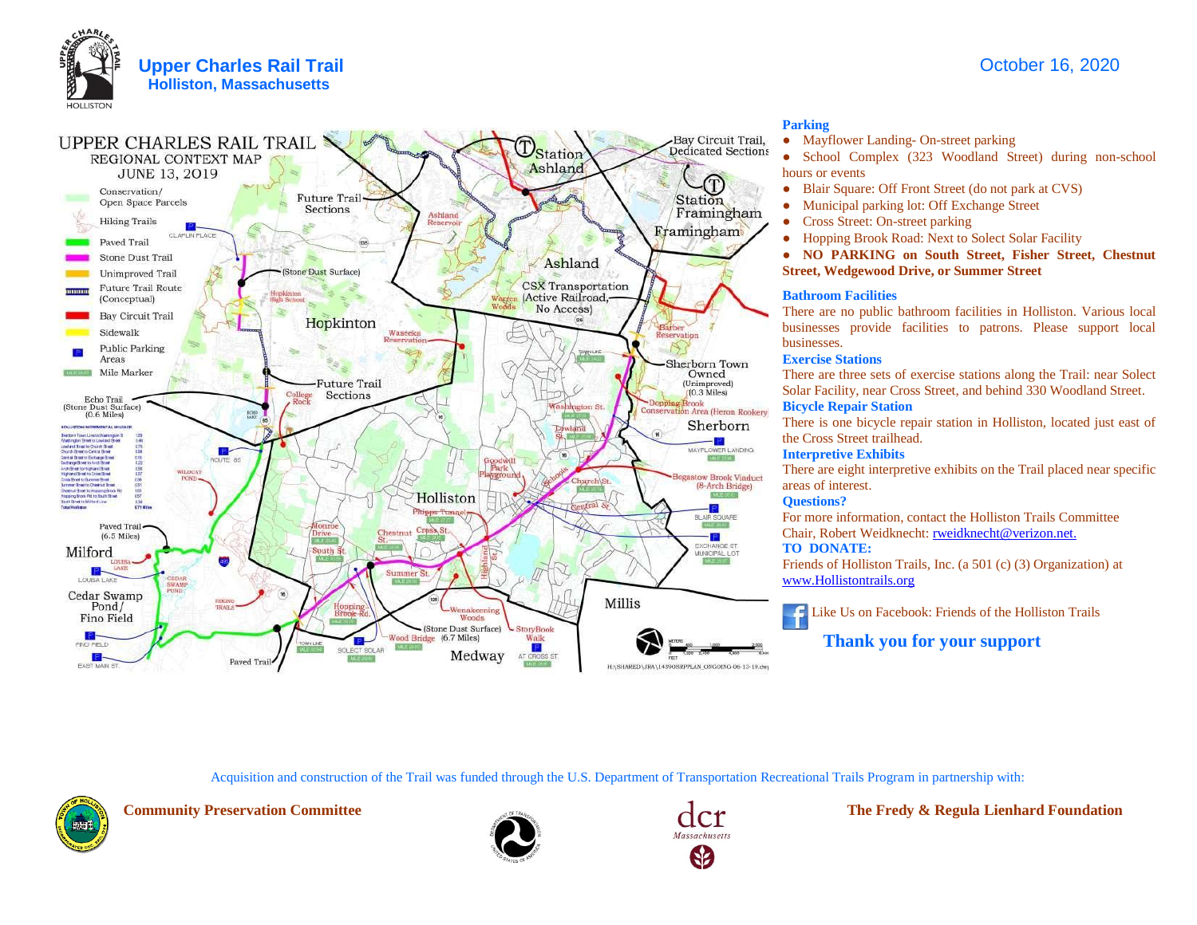# Upper Charles Rail Trail
## Holliston, Massachusetts

October 16, 2020

UPPER CHARLES RAIL TRAIL
REGIONAL CONTEXT MAP
JUNE 13, 2019

Conservation/ Open Space Parcels
Hiking Trails
Paved Trail
Stone Dust Trail
Unimproved Trail
Future Trail Route (Conceptual)
Bay Circuit Trail
Sidewalk
Public Parking Areas
Mile Marker

Station Ashland
Station Framingham
Framingham
Ashland
Hopkinton
Sherborn
Holliston
Milford
Millis
Medway
Cedar Swamp Pond/ Fino Field
Future Trail Sections
Bay Circuit Trail, Dedicated Sections
CSX Transportation (Active Railroad, No Access)
Sherborn Town Owned (Unimproved) (0.3 Miles)
Echo Trail (Stone Dust Surface) (0.6 Miles)
Paved Trail (6.5 Miles)
Paved Trail
(Stone Dust Surface)
(Stone Dust Surface) Wood Bridge (6.7 Miles)
Bogastow Brook Viaduct (8-Arch Bridge)
Dopping Brook Conservation Area (Heron Rookery)
Phipps Tunnel

## Parking

- Mayflower Landing- On-street parking
- School Complex (323 Woodland Street) during non-school hours or events
- Blair Square: Off Front Street (do not park at CVS)
- Municipal parking lot: Off Exchange Street
- Cross Street: On-street parking
- Hopping Brook Road: Next to Select Solar Facility
- **NO PARKING on South Street, Fisher Street, Chestnut Street, Wedgewood Drive, or Summer Street**

## Bathroom Facilities

There are no public bathroom facilities in Holliston. Various local businesses provide facilities to patrons. Please support local businesses.

## Exercise Stations

There are three sets of exercise stations along the Trail: near Select Solar Facility, near Cross Street, and behind 330 Woodland Street.

## Bicycle Repair Station

There is one bicycle repair station in Holliston, located just east of the Cross Street trailhead.

## Interpretive Exhibits

There are eight interpretive exhibits on the Trail placed near specific areas of interest.

## Questions?

For more information, contact the Holliston Trails Committee Chair, Robert Weidknecht: rweidknecht@verizon.net.

## TO DONATE:

Friends of Holliston Trails, Inc. (a 501 (c) (3) Organization) at www.Hollistontrails.org

Like Us on Facebook: Friends of the Holliston Trails

**Thank you for your support**

Acquisition and construction of the Trail was funded through the U.S. Department of Transportation Recreational Trails Program in partnership with:

**Community Preservation Committee**

dcr Massachusetts

**The Fredy & Regula Lienhard Foundation**